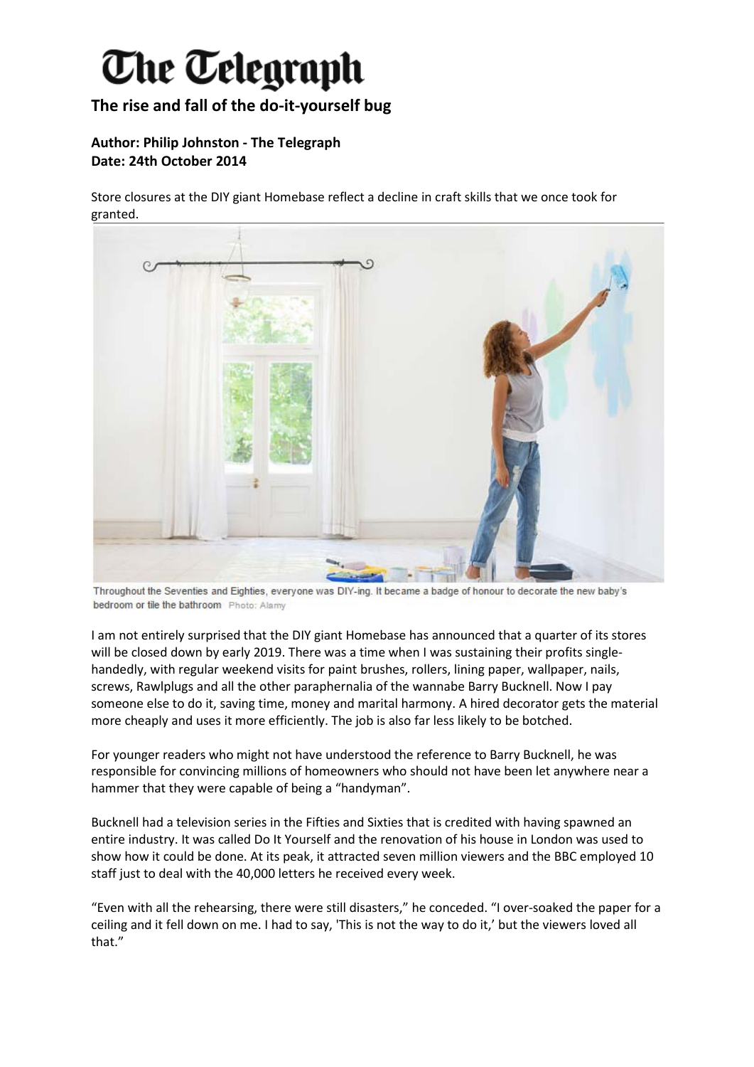# The Telegraph

## The rise and fall of the do-it-yourself bug

**Author: Philip Johnston - The Telegraph**
**Date: 24th October 2014**

Store closures at the DIY giant Homebase reflect a decline in craft skills that we once took for granted.

Throughout the Seventies and Eighties, everyone was DIY-ing. It became a badge of honour to decorate the new baby's bedroom or tile the bathroom Photo: Alamy

I am not entirely surprised that the DIY giant Homebase has announced that a quarter of its stores will be closed down by early 2019. There was a time when I was sustaining their profits single-handedly, with regular weekend visits for paint brushes, rollers, lining paper, wallpaper, nails, screws, Rawlplugs and all the other paraphernalia of the wannabe Barry Bucknell. Now I pay someone else to do it, saving time, money and marital harmony. A hired decorator gets the material more cheaply and uses it more efficiently. The job is also far less likely to be botched.

For younger readers who might not have understood the reference to Barry Bucknell, he was responsible for convincing millions of homeowners who should not have been let anywhere near a hammer that they were capable of being a "handyman".

Bucknell had a television series in the Fifties and Sixties that is credited with having spawned an entire industry. It was called Do It Yourself and the renovation of his house in London was used to show how it could be done. At its peak, it attracted seven million viewers and the BBC employed 10 staff just to deal with the 40,000 letters he received every week.

"Even with all the rehearsing, there were still disasters," he conceded. "I over-soaked the paper for a ceiling and it fell down on me. I had to say, 'This is not the way to do it,' but the viewers loved all that."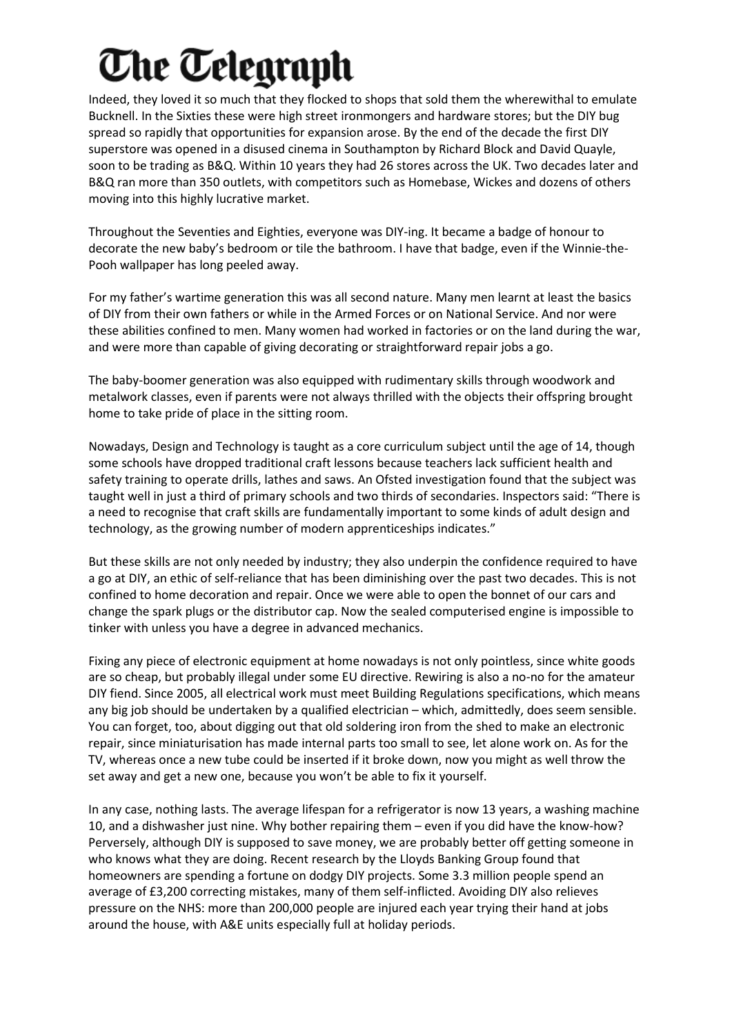Indeed, they loved it so much that they flocked to shops that sold them the wherewithal to emulate Bucknell. In the Sixties these were high street ironmongers and hardware stores; but the DIY bug spread so rapidly that opportunities for expansion arose. By the end of the decade the first DIY superstore was opened in a disused cinema in Southampton by Richard Block and David Quayle, soon to be trading as B&Q. Within 10 years they had 26 stores across the UK. Two decades later and B&Q ran more than 350 outlets, with competitors such as Homebase, Wickes and dozens of others moving into this highly lucrative market.

Throughout the Seventies and Eighties, everyone was DIY-ing. It became a badge of honour to decorate the new baby's bedroom or tile the bathroom. I have that badge, even if the Winnie-the-Pooh wallpaper has long peeled away.

For my father's wartime generation this was all second nature. Many men learnt at least the basics of DIY from their own fathers or while in the Armed Forces or on National Service. And nor were these abilities confined to men. Many women had worked in factories or on the land during the war, and were more than capable of giving decorating or straightforward repair jobs a go.

The baby-boomer generation was also equipped with rudimentary skills through woodwork and metalwork classes, even if parents were not always thrilled with the objects their offspring brought home to take pride of place in the sitting room.

Nowadays, Design and Technology is taught as a core curriculum subject until the age of 14, though some schools have dropped traditional craft lessons because teachers lack sufficient health and safety training to operate drills, lathes and saws. An Ofsted investigation found that the subject was taught well in just a third of primary schools and two thirds of secondaries. Inspectors said: "There is a need to recognise that craft skills are fundamentally important to some kinds of adult design and technology, as the growing number of modern apprenticeships indicates."

But these skills are not only needed by industry; they also underpin the confidence required to have a go at DIY, an ethic of self-reliance that has been diminishing over the past two decades. This is not confined to home decoration and repair. Once we were able to open the bonnet of our cars and change the spark plugs or the distributor cap. Now the sealed computerised engine is impossible to tinker with unless you have a degree in advanced mechanics.

Fixing any piece of electronic equipment at home nowadays is not only pointless, since white goods are so cheap, but probably illegal under some EU directive. Rewiring is also a no-no for the amateur DIY fiend. Since 2005, all electrical work must meet Building Regulations specifications, which means any big job should be undertaken by a qualified electrician – which, admittedly, does seem sensible. You can forget, too, about digging out that old soldering iron from the shed to make an electronic repair, since miniaturisation has made internal parts too small to see, let alone work on. As for the TV, whereas once a new tube could be inserted if it broke down, now you might as well throw the set away and get a new one, because you won't be able to fix it yourself.

In any case, nothing lasts. The average lifespan for a refrigerator is now 13 years, a washing machine 10, and a dishwasher just nine. Why bother repairing them – even if you did have the know-how? Perversely, although DIY is supposed to save money, we are probably better off getting someone in who knows what they are doing. Recent research by the Lloyds Banking Group found that homeowners are spending a fortune on dodgy DIY projects. Some 3.3 million people spend an average of £3,200 correcting mistakes, many of them self-inflicted. Avoiding DIY also relieves pressure on the NHS: more than 200,000 people are injured each year trying their hand at jobs around the house, with A&E units especially full at holiday periods.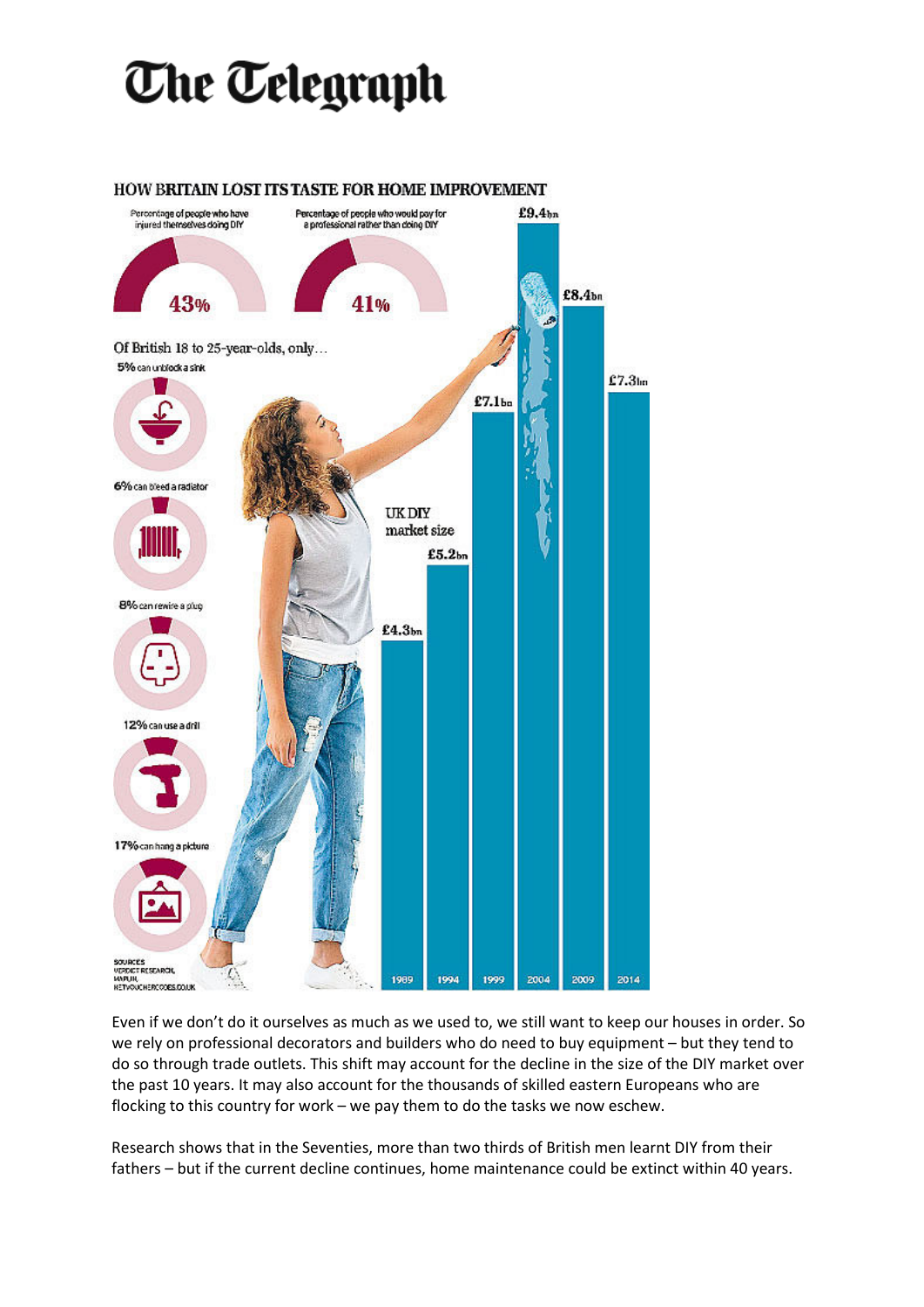# The Telegraph

## HOW BRITAIN LOST ITS TASTE FOR HOME IMPROVEMENT

Percentage of people who have injured themselves doing DIY: 43%

Percentage of people who would pay for a professional rather than doing DIY: 41%

Of British 18 to 25-year-olds, only…

- 5% can unblock a sink
- 6% can bleed a radiator
- 8% can rewire a plug
- 12% can use a drill
- 17% can hang a picture

UK DIY market size

| Year | Market size |
|---|---|
| 1989 | £4.3bn |
| 1994 | £5.2bn |
| 1999 | £7.1bn |
| 2004 | £9.4bn |
| 2009 | £8.4bn |
| 2014 | £7.3bn |

SOURCES: VERDICT RESEARCH, MAPLIN, NETVOUCHERCODES.CO.UK

Even if we don't do it ourselves as much as we used to, we still want to keep our houses in order. So we rely on professional decorators and builders who do need to buy equipment – but they tend to do so through trade outlets. This shift may account for the decline in the size of the DIY market over the past 10 years. It may also account for the thousands of skilled eastern Europeans who are flocking to this country for work – we pay them to do the tasks we now eschew.

Research shows that in the Seventies, more than two thirds of British men learnt DIY from their fathers – but if the current decline continues, home maintenance could be extinct within 40 years.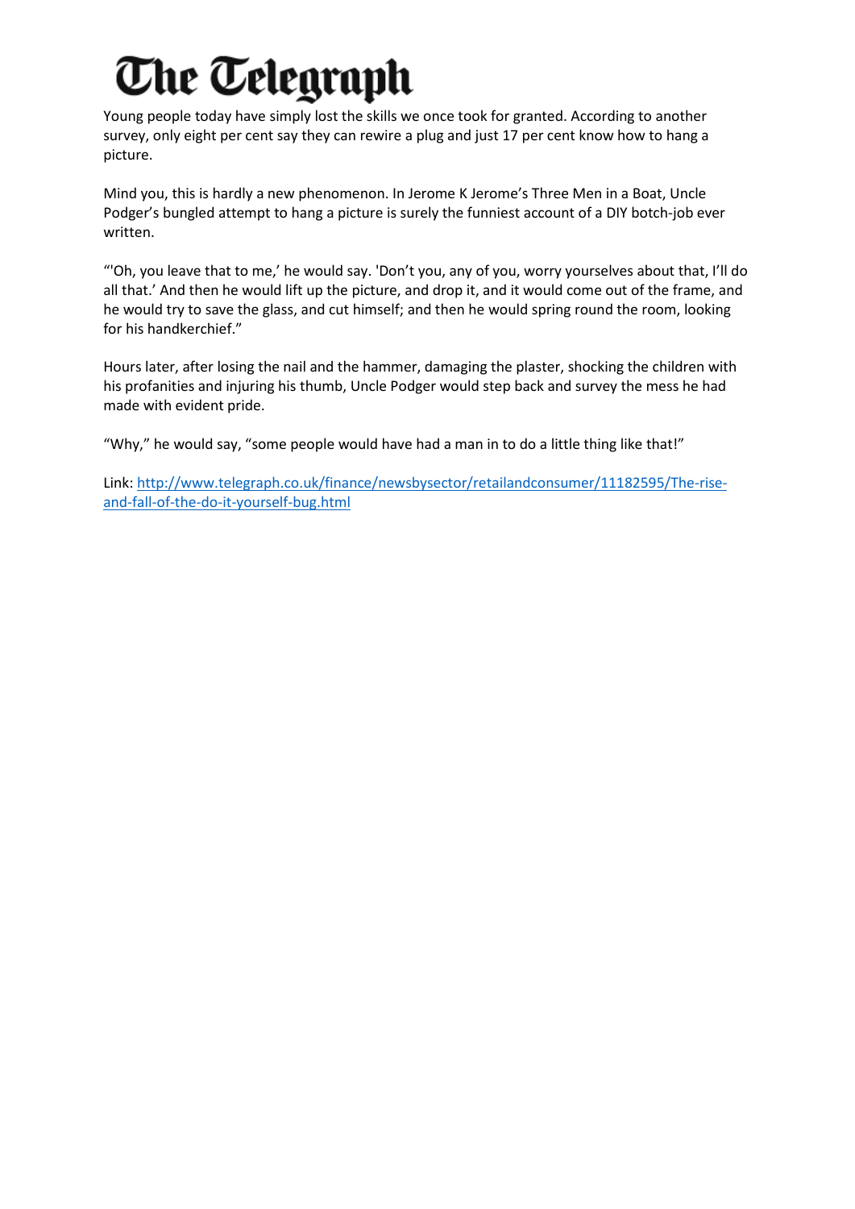# The Telegraph

Young people today have simply lost the skills we once took for granted. According to another survey, only eight per cent say they can rewire a plug and just 17 per cent know how to hang a picture.

Mind you, this is hardly a new phenomenon. In Jerome K Jerome's Three Men in a Boat, Uncle Podger's bungled attempt to hang a picture is surely the funniest account of a DIY botch-job ever written.

"'Oh, you leave that to me,' he would say. 'Don't you, any of you, worry yourselves about that, I'll do all that.' And then he would lift up the picture, and drop it, and it would come out of the frame, and he would try to save the glass, and cut himself; and then he would spring round the room, looking for his handkerchief."

Hours later, after losing the nail and the hammer, damaging the plaster, shocking the children with his profanities and injuring his thumb, Uncle Podger would step back and survey the mess he had made with evident pride.

"Why," he would say, "some people would have had a man in to do a little thing like that!"

Link: [http://www.telegraph.co.uk/finance/newsbysector/retailandconsumer/11182595/The-rise-and-fall-of-the-do-it-yourself-bug.html](http://www.telegraph.co.uk/finance/newsbysector/retailandconsumer/11182595/The-rise-and-fall-of-the-do-it-yourself-bug.html)